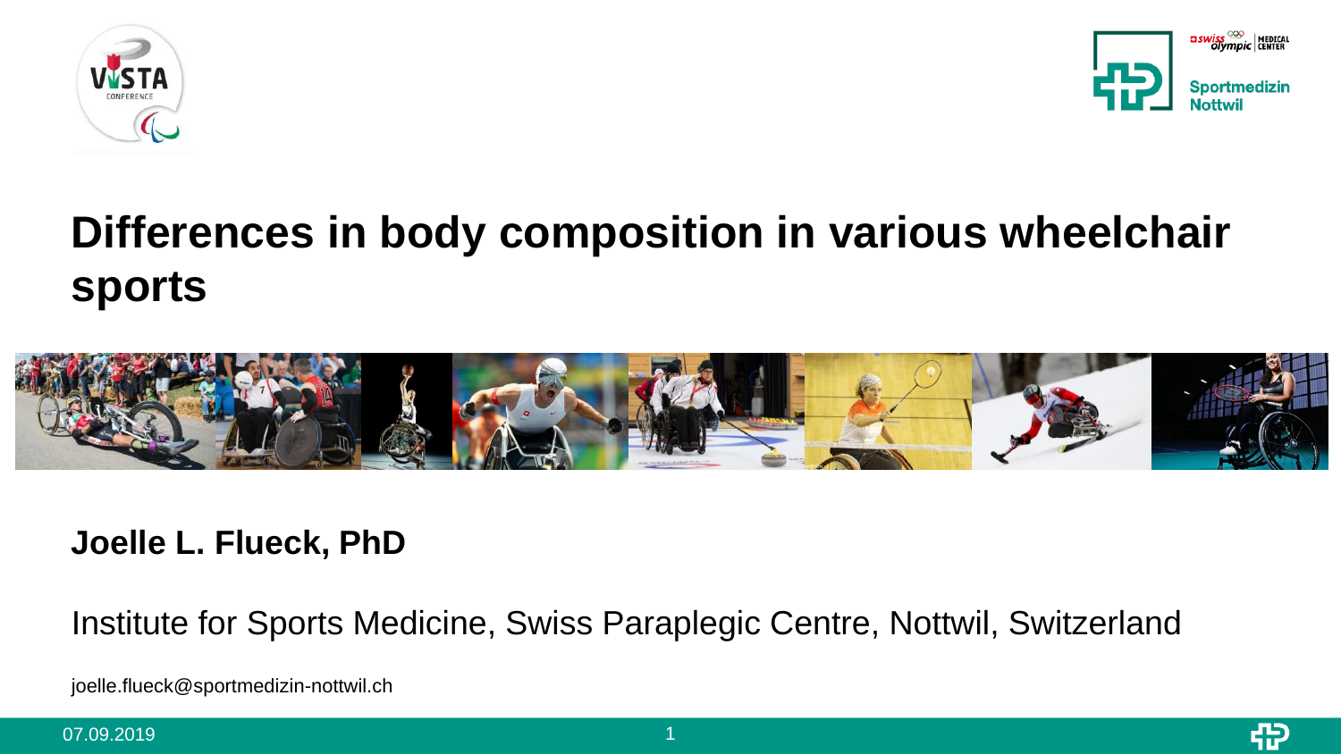# Differences in body composition in various wheelchair sports

**Joelle L. Flueck, PhD**

Institute for Sports Medicine, Swiss Paraplegic Centre, Nottwil, Switzerland

joelle.flueck@sportmedizin-nottwil.ch

07.09.2019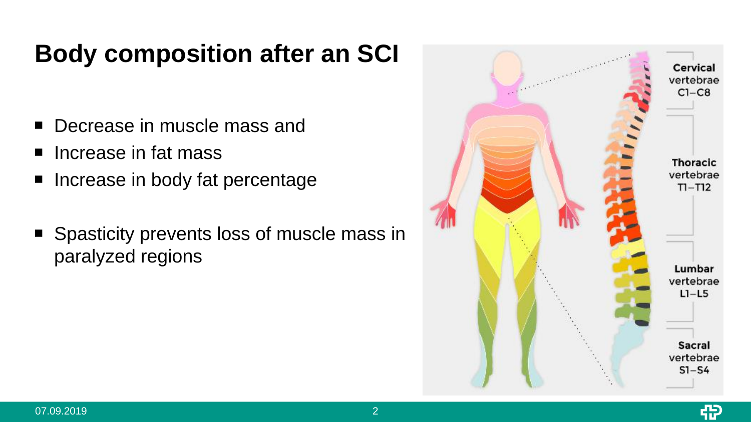# Body composition after an SCI

- Decrease in muscle mass and
- Increase in fat mass
- Increase in body fat percentage

- Spasticity prevents loss of muscle mass in paralyzed regions

Cervical vertebrae C1–C8

Thoracic vertebrae T1–T12

Lumbar vertebrae L1–L5

Sacral vertebrae S1–S4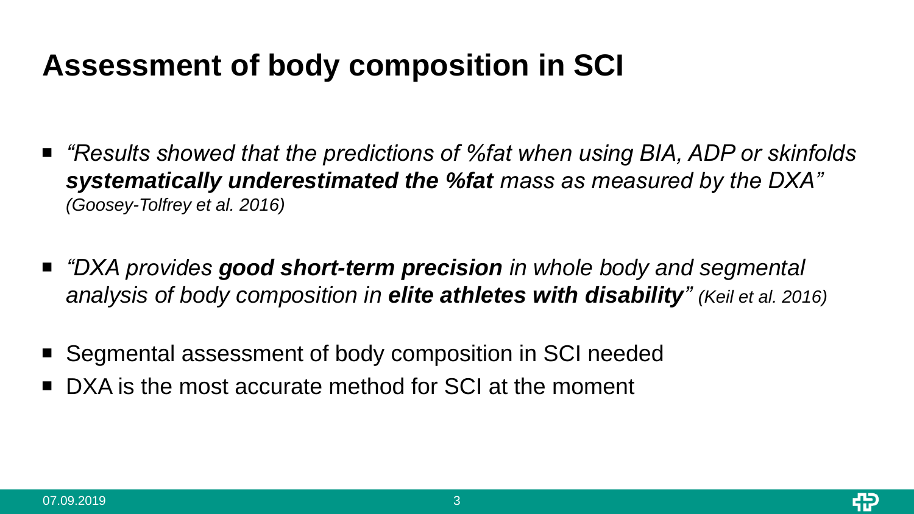# Assessment of body composition in SCI

- *"Results showed that the predictions of %fat when using BIA, ADP or skinfolds **systematically underestimated the %fat** mass as measured by the DXA" (Goosey-Tolfrey et al. 2016)*

- *"DXA provides **good short-term precision** in whole body and segmental analysis of body composition in **elite athletes with disability**" (Keil et al. 2016)*

- Segmental assessment of body composition in SCI needed
- DXA is the most accurate method for SCI at the moment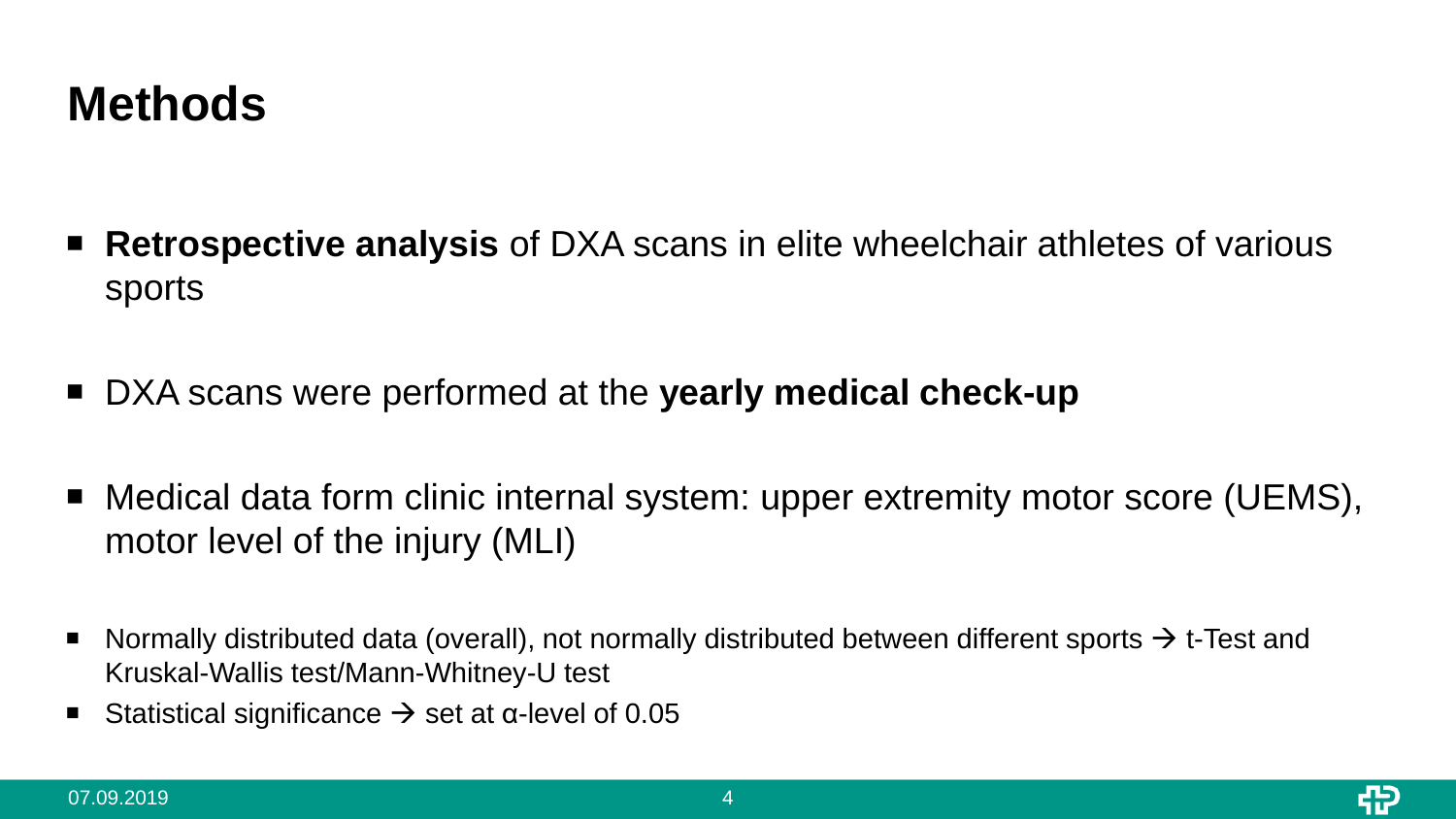# Methods

- **Retrospective analysis** of DXA scans in elite wheelchair athletes of various sports
- DXA scans were performed at the **yearly medical check-up**
- Medical data form clinic internal system: upper extremity motor score (UEMS), motor level of the injury (MLI)
- Normally distributed data (overall), not normally distributed between different sports → t-Test and Kruskal-Wallis test/Mann-Whitney-U test
- Statistical significance → set at α-level of 0.05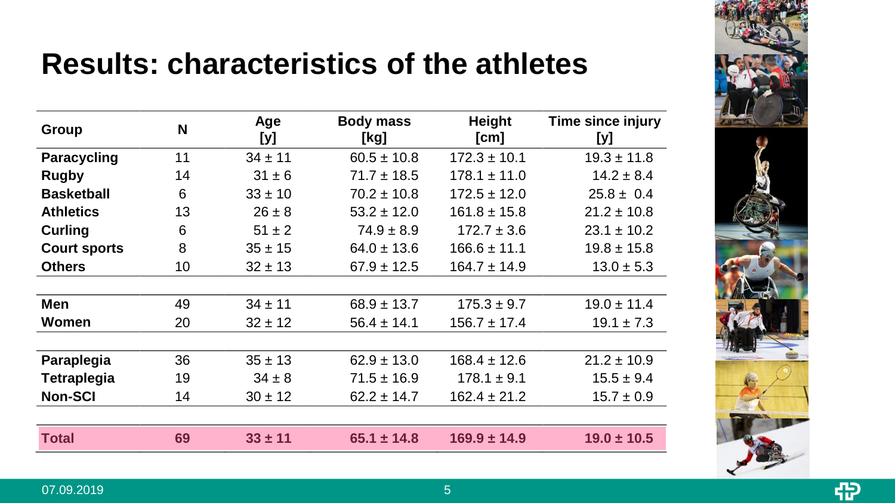# Results: characteristics of the athletes

| Group | N | Age [y] | Body mass [kg] | Height [cm] | Time since injury [y] |
|---|---|---|---|---|---|
| **Paracycling** | 11 | 34 ± 11 | 60.5 ± 10.8 | 172.3 ± 10.1 | 19.3 ± 11.8 |
| **Rugby** | 14 | 31 ± 6 | 71.7 ± 18.5 | 178.1 ± 11.0 | 14.2 ± 8.4 |
| **Basketball** | 6 | 33 ± 10 | 70.2 ± 10.8 | 172.5 ± 12.0 | 25.8 ± 0.4 |
| **Athletics** | 13 | 26 ± 8 | 53.2 ± 12.0 | 161.8 ± 15.8 | 21.2 ± 10.8 |
| **Curling** | 6 | 51 ± 2 | 74.9 ± 8.9 | 172.7 ± 3.6 | 23.1 ± 10.2 |
| **Court sports** | 8 | 35 ± 15 | 64.0 ± 13.6 | 166.6 ± 11.1 | 19.8 ± 15.8 |
| **Others** | 10 | 32 ± 13 | 67.9 ± 12.5 | 164.7 ± 14.9 | 13.0 ± 5.3 |
| **Men** | 49 | 34 ± 11 | 68.9 ± 13.7 | 175.3 ± 9.7 | 19.0 ± 11.4 |
| **Women** | 20 | 32 ± 12 | 56.4 ± 14.1 | 156.7 ± 17.4 | 19.1 ± 7.3 |
| **Paraplegia** | 36 | 35 ± 13 | 62.9 ± 13.0 | 168.4 ± 12.6 | 21.2 ± 10.9 |
| **Tetraplegia** | 19 | 34 ± 8 | 71.5 ± 16.9 | 178.1 ± 9.1 | 15.5 ± 9.4 |
| **Non-SCI** | 14 | 30 ± 12 | 62.2 ± 14.7 | 162.4 ± 21.2 | 15.7 ± 0.9 |
| **Total** | **69** | **33 ± 11** | **65.1 ± 14.8** | **169.9 ± 14.9** | **19.0 ± 10.5** |

07.09.2019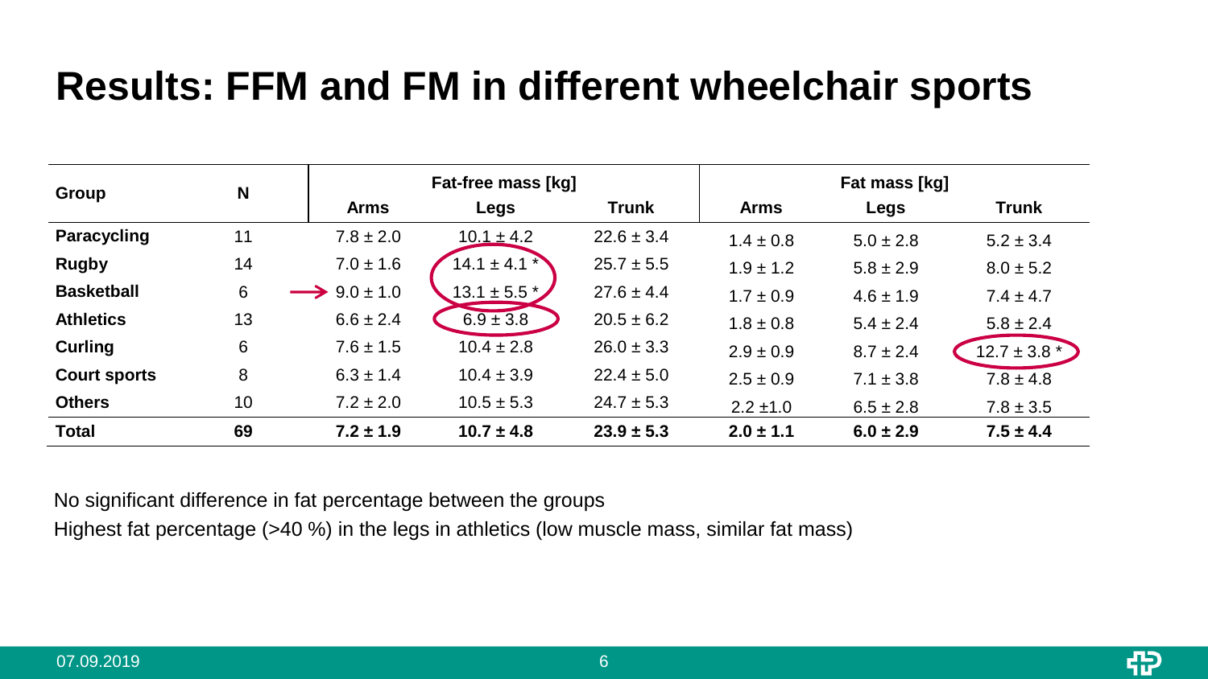# Results: FFM and FM in different wheelchair sports

| Group | N | Fat-free mass [kg] | | | Fat mass [kg] | | |
|---|---|---|---|---|---|---|---|
| | | Arms | Legs | Trunk | Arms | Legs | Trunk |
| **Paracycling** | 11 | 7.8 ± 2.0 | 10.1 ± 4.2 | 22.6 ± 3.4 | 1.4 ± 0.8 | 5.0 ± 2.8 | 5.2 ± 3.4 |
| **Rugby** | 14 | 7.0 ± 1.6 | 14.1 ± 4.1 * | 25.7 ± 5.5 | 1.9 ± 1.2 | 5.8 ± 2.9 | 8.0 ± 5.2 |
| **Basketball** | 6 | 9.0 ± 1.0 | 13.1 ± 5.5 * | 27.6 ± 4.4 | 1.7 ± 0.9 | 4.6 ± 1.9 | 7.4 ± 4.7 |
| **Athletics** | 13 | 6.6 ± 2.4 | 6.9 ± 3.8 | 20.5 ± 6.2 | 1.8 ± 0.8 | 5.4 ± 2.4 | 5.8 ± 2.4 |
| **Curling** | 6 | 7.6 ± 1.5 | 10.4 ± 2.8 | 26.0 ± 3.3 | 2.9 ± 0.9 | 8.7 ± 2.4 | 12.7 ± 3.8 * |
| **Court sports** | 8 | 6.3 ± 1.4 | 10.4 ± 3.9 | 22.4 ± 5.0 | 2.5 ± 0.9 | 7.1 ± 3.8 | 7.8 ± 4.8 |
| **Others** | 10 | 7.2 ± 2.0 | 10.5 ± 5.3 | 24.7 ± 5.3 | 2.2 ±1.0 | 6.5 ± 2.8 | 7.8 ± 3.5 |
| **Total** | **69** | **7.2 ± 1.9** | **10.7 ± 4.8** | **23.9 ± 5.3** | **2.0 ± 1.1** | **6.0 ± 2.9** | **7.5 ± 4.4** |

No significant difference in fat percentage between the groups

Highest fat percentage (>40 %) in the legs in athletics (low muscle mass, similar fat mass)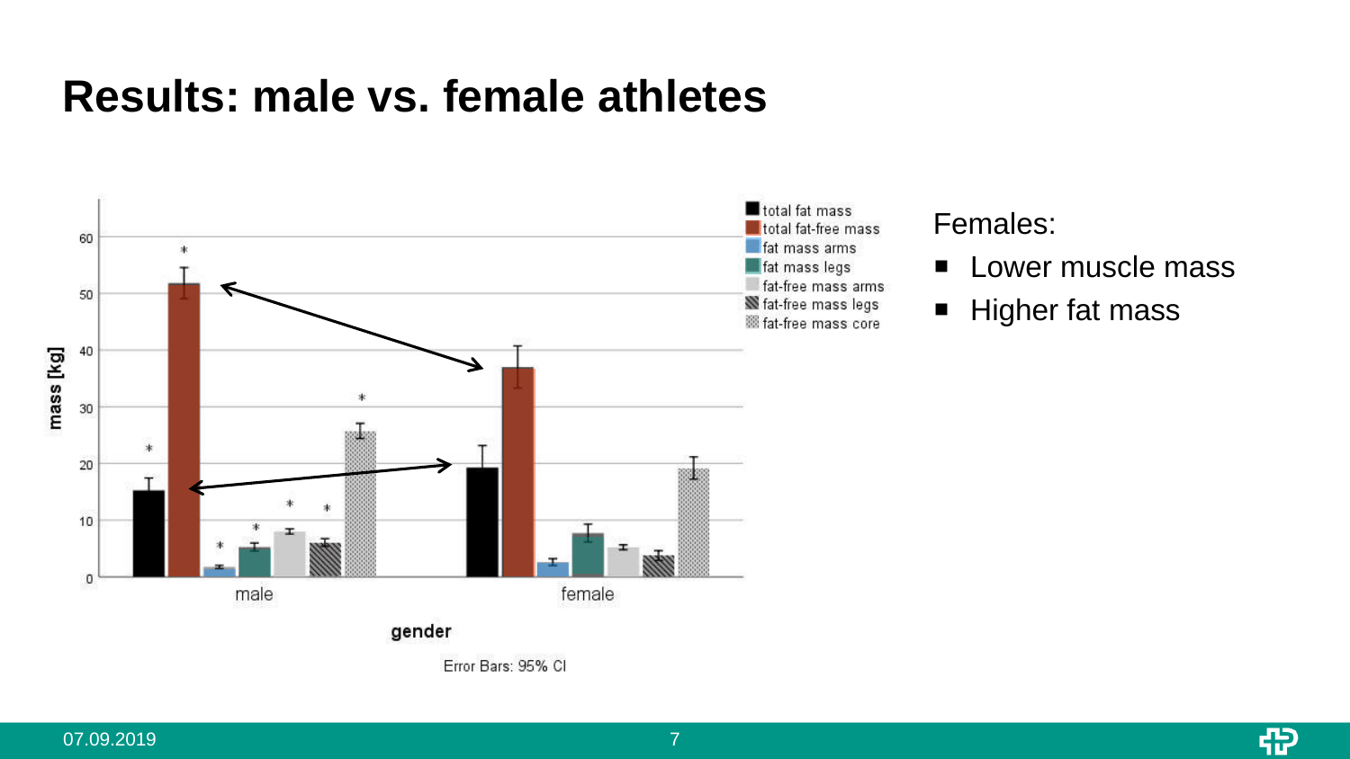# Results: male vs. female athletes

Females:

- Lower muscle mass
- Higher fat mass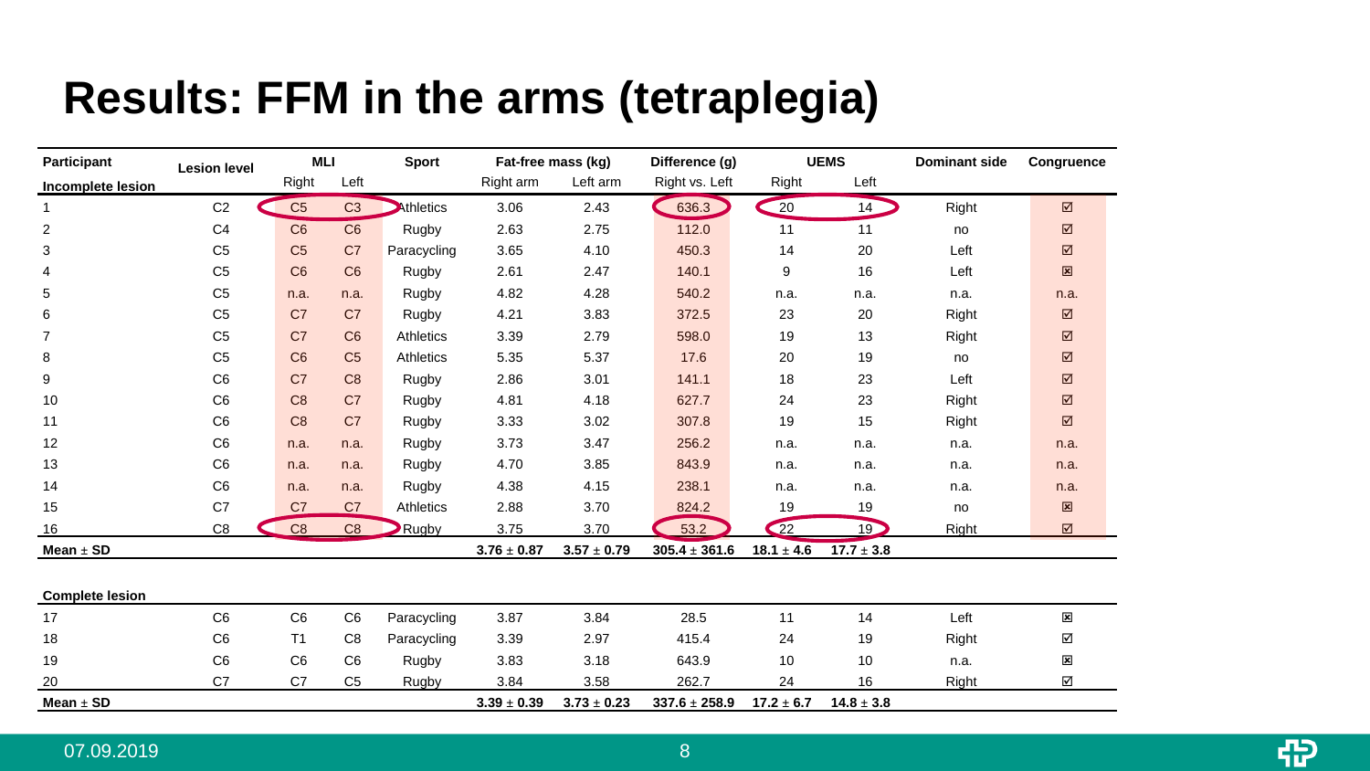# Results: FFM in the arms (tetraplegia)

| Participant | Lesion level | MLI | | Sport | Fat-free mass (kg) | | Difference (g) | UEMS | | Dominant side | Congruence |
|---|---|---|---|---|---|---|---|---|---|---|---|
| **Incomplete lesion** | | Right | Left | | Right arm | Left arm | Right vs. Left | Right | Left | | |
| 1 | C2 | C5 | C3 | Athletics | 3.06 | 2.43 | 636.3 | 20 | 14 | Right | ☑ |
| 2 | C4 | C6 | C6 | Rugby | 2.63 | 2.75 | 112.0 | 11 | 11 | no | ☑ |
| 3 | C5 | C5 | C7 | Paracycling | 3.65 | 4.10 | 450.3 | 14 | 20 | Left | ☑ |
| 4 | C5 | C6 | C6 | Rugby | 2.61 | 2.47 | 140.1 | 9 | 16 | Left | ☒ |
| 5 | C5 | n.a. | n.a. | Rugby | 4.82 | 4.28 | 540.2 | n.a. | n.a. | n.a. | n.a. |
| 6 | C5 | C7 | C7 | Rugby | 4.21 | 3.83 | 372.5 | 23 | 20 | Right | ☑ |
| 7 | C5 | C7 | C6 | Athletics | 3.39 | 2.79 | 598.0 | 19 | 13 | Right | ☑ |
| 8 | C5 | C6 | C5 | Athletics | 5.35 | 5.37 | 17.6 | 20 | 19 | no | ☑ |
| 9 | C6 | C7 | C8 | Rugby | 2.86 | 3.01 | 141.1 | 18 | 23 | Left | ☑ |
| 10 | C6 | C8 | C7 | Rugby | 4.81 | 4.18 | 627.7 | 24 | 23 | Right | ☑ |
| 11 | C6 | C8 | C7 | Rugby | 3.33 | 3.02 | 307.8 | 19 | 15 | Right | ☑ |
| 12 | C6 | n.a. | n.a. | Rugby | 3.73 | 3.47 | 256.2 | n.a. | n.a. | n.a. | n.a. |
| 13 | C6 | n.a. | n.a. | Rugby | 4.70 | 3.85 | 843.9 | n.a. | n.a. | n.a. | n.a. |
| 14 | C6 | n.a. | n.a. | Rugby | 4.38 | 4.15 | 238.1 | n.a. | n.a. | n.a. | n.a. |
| 15 | C7 | C7 | C7 | Athletics | 2.88 | 3.70 | 824.2 | 19 | 19 | no | ☒ |
| 16 | C8 | C8 | C8 | Rugby | 3.75 | 3.70 | 53.2 | 22 | 19 | Right | ☑ |
| **Mean ± SD** | | | | | **3.76 ± 0.87** | **3.57 ± 0.79** | **305.4 ± 361.6** | **18.1 ± 4.6** | **17.7 ± 3.8** | | |
| **Complete lesion** | | | | | | | | | | | |
| 17 | C6 | C6 | C6 | Paracycling | 3.87 | 3.84 | 28.5 | 11 | 14 | Left | ☒ |
| 18 | C6 | T1 | C8 | Paracycling | 3.39 | 2.97 | 415.4 | 24 | 19 | Right | ☑ |
| 19 | C6 | C6 | C6 | Rugby | 3.83 | 3.18 | 643.9 | 10 | 10 | n.a. | ☒ |
| 20 | C7 | C7 | C5 | Rugby | 3.84 | 3.58 | 262.7 | 24 | 16 | Right | ☑ |
| **Mean ± SD** | | | | | **3.39 ± 0.39** | **3.73 ± 0.23** | **337.6 ± 258.9** | **17.2 ± 6.7** | **14.8 ± 3.8** | | |

07.09.2019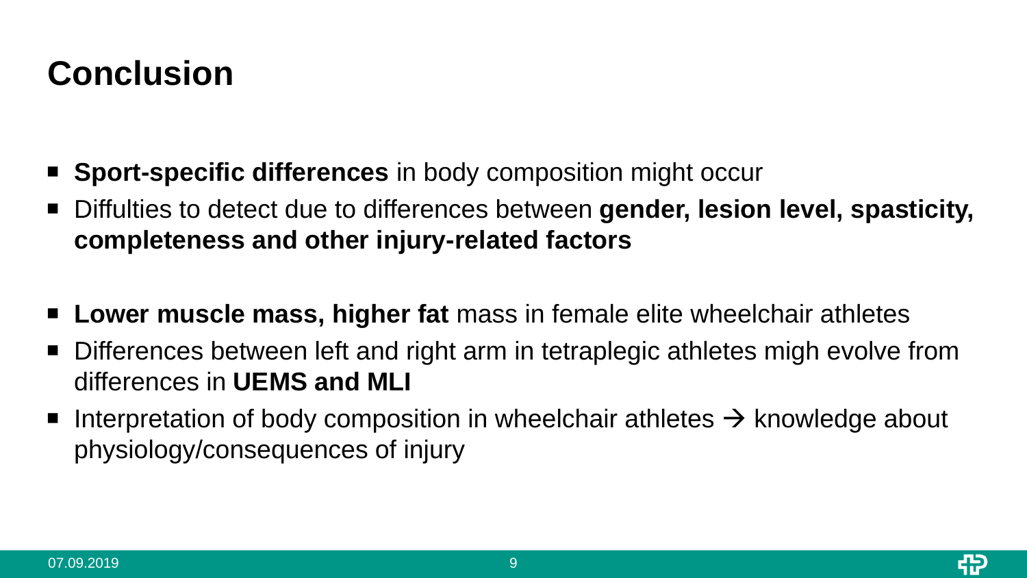# Conclusion

- **Sport-specific differences** in body composition might occur
- Diffulties to detect due to differences between **gender, lesion level, spasticity, completeness and other injury-related factors**

- **Lower muscle mass, higher fat** mass in female elite wheelchair athletes
- Differences between left and right arm in tetraplegic athletes migh evolve from differences in **UEMS and MLI**
- Interpretation of body composition in wheelchair athletes → knowledge about physiology/consequences of injury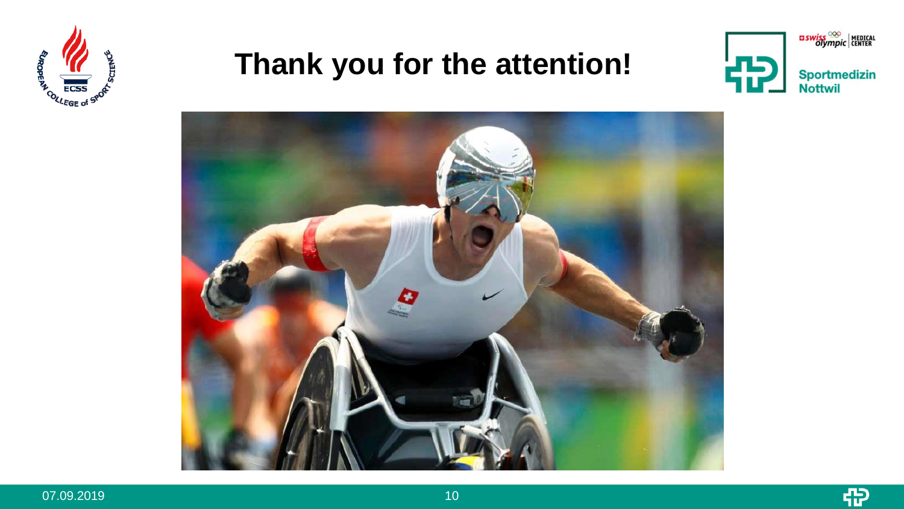# Thank you for the attention!